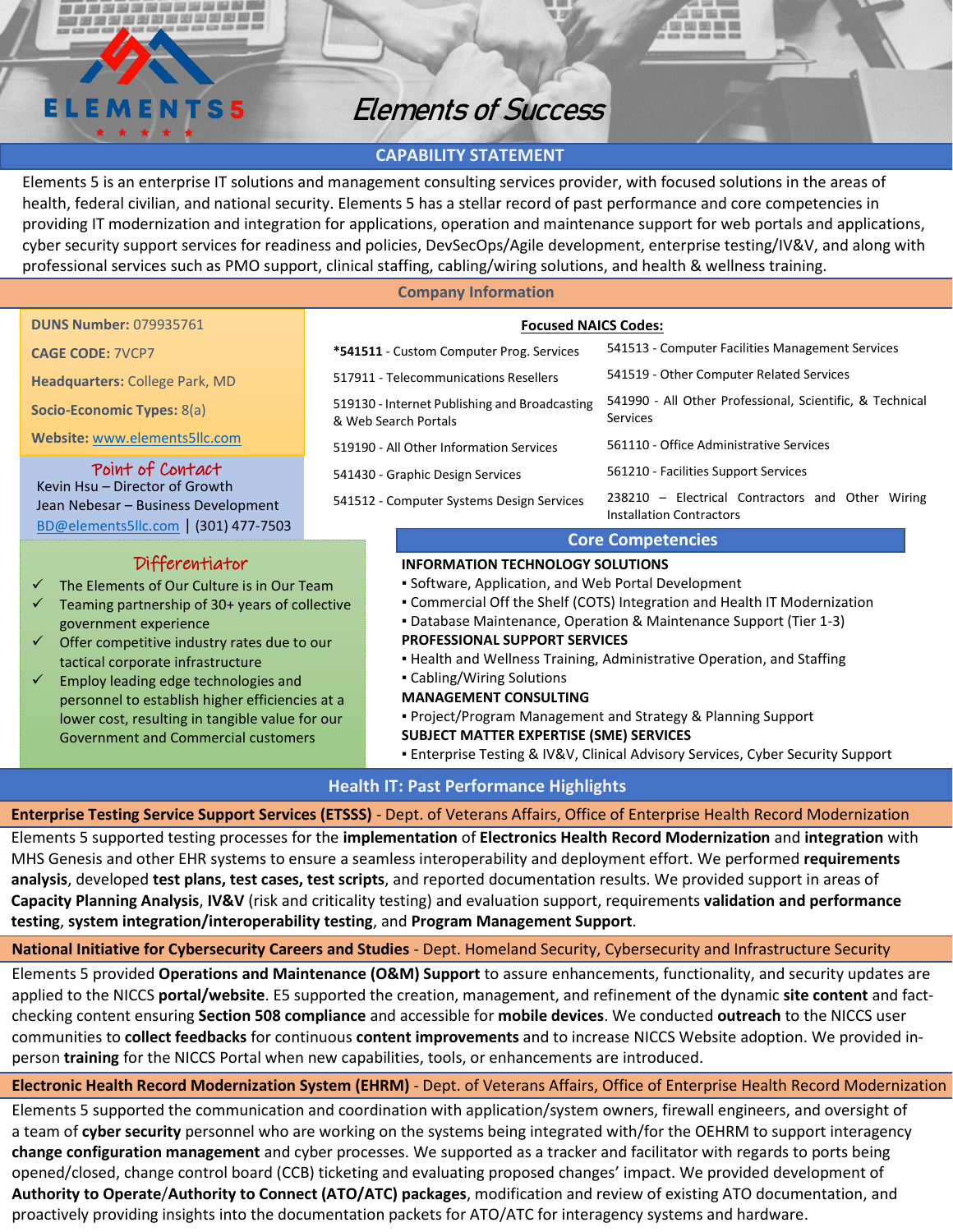ELEMENTS5

# Elements of Success

## CAPABILITY STATEMENT

Elements 5 is an enterprise IT solutions and management consulting services provider, with focused solutions in the areas of health, federal civilian, and national security. Elements 5 has a stellar record of past performance and core competencies in providing IT modernization and integration for applications, operation and maintenance support for web portals and applications, cyber security support services for readiness and policies, DevSecOps/Agile development, enterprise testing/IV&V, and along with professional services such as PMO support, clinical staffing, cabling/wiring solutions, and health & wellness training.

## Company Information

**DUNS Number:** 079935761

**CAGE CODE:** 7VCP7

**Headquarters:** College Park, MD

**Socio-Economic Types:** 8(a)

**Website:** www.elements5llc.com

### Point of Contact

Kevin Hsu – Director of Growth

Jean Nebesar – Business Development

BD@elements5llc.com | (301) 477-7503

### Focused NAICS Codes:

| | |
|---|---|
| ***541511** - Custom Computer Prog. Services | 541513 - Computer Facilities Management Services |
| 517911 - Telecommunications Resellers | 541519 - Other Computer Related Services |
| 519130 - Internet Publishing and Broadcasting & Web Search Portals | 541990 - All Other Professional, Scientific, & Technical Services |
| 519190 - All Other Information Services | 561110 - Office Administrative Services |
| 541430 - Graphic Design Services | 561210 - Facilities Support Services |
| 541512 - Computer Systems Design Services | 238210 – Electrical Contractors and Other Wiring Installation Contractors |

### Differentiator

- ✓ The Elements of Our Culture is in Our Team
- ✓ Teaming partnership of 30+ years of collective government experience
- ✓ Offer competitive industry rates due to our tactical corporate infrastructure
- ✓ Employ leading edge technologies and personnel to establish higher efficiencies at a lower cost, resulting in tangible value for our Government and Commercial customers

### Core Competencies

**INFORMATION TECHNOLOGY SOLUTIONS**
- Software, Application, and Web Portal Development
- Commercial Off the Shelf (COTS) Integration and Health IT Modernization
- Database Maintenance, Operation & Maintenance Support (Tier 1-3)

**PROFESSIONAL SUPPORT SERVICES**
- Health and Wellness Training, Administrative Operation, and Staffing
- Cabling/Wiring Solutions

**MANAGEMENT CONSULTING**
- Project/Program Management and Strategy & Planning Support

**SUBJECT MATTER EXPERTISE (SME) SERVICES**
- Enterprise Testing & IV&V, Clinical Advisory Services, Cyber Security Support

## Health IT: Past Performance Highlights

### Enterprise Testing Service Support Services (ETSSS) - Dept. of Veterans Affairs, Office of Enterprise Health Record Modernization

Elements 5 supported testing processes for the **implementation** of **Electronics Health Record Modernization** and **integration** with MHS Genesis and other EHR systems to ensure a seamless interoperability and deployment effort. We performed **requirements analysis**, developed **test plans, test cases, test scripts**, and reported documentation results. We provided support in areas of **Capacity Planning Analysis**, **IV&V** (risk and criticality testing) and evaluation support, requirements **validation and performance testing**, **system integration/interoperability testing**, and **Program Management Support**.

### National Initiative for Cybersecurity Careers and Studies - Dept. Homeland Security, Cybersecurity and Infrastructure Security

Elements 5 provided **Operations and Maintenance (O&M) Support** to assure enhancements, functionality, and security updates are applied to the NICCS **portal/website**. E5 supported the creation, management, and refinement of the dynamic **site content** and fact-checking content ensuring **Section 508 compliance** and accessible for **mobile devices**. We conducted **outreach** to the NICCS user communities to **collect feedbacks** for continuous **content improvements** and to increase NICCS Website adoption. We provided in-person **training** for the NICCS Portal when new capabilities, tools, or enhancements are introduced.

### Electronic Health Record Modernization System (EHRM) - Dept. of Veterans Affairs, Office of Enterprise Health Record Modernization

Elements 5 supported the communication and coordination with application/system owners, firewall engineers, and oversight of a team of **cyber security** personnel who are working on the systems being integrated with/for the OEHRM to support interagency **change configuration management** and cyber processes. We supported as a tracker and facilitator with regards to ports being opened/closed, change control board (CCB) ticketing and evaluating proposed changes' impact. We provided development of **Authority to Operate**/**Authority to Connect (ATO/ATC) packages**, modification and review of existing ATO documentation, and proactively providing insights into the documentation packets for ATO/ATC for interagency systems and hardware.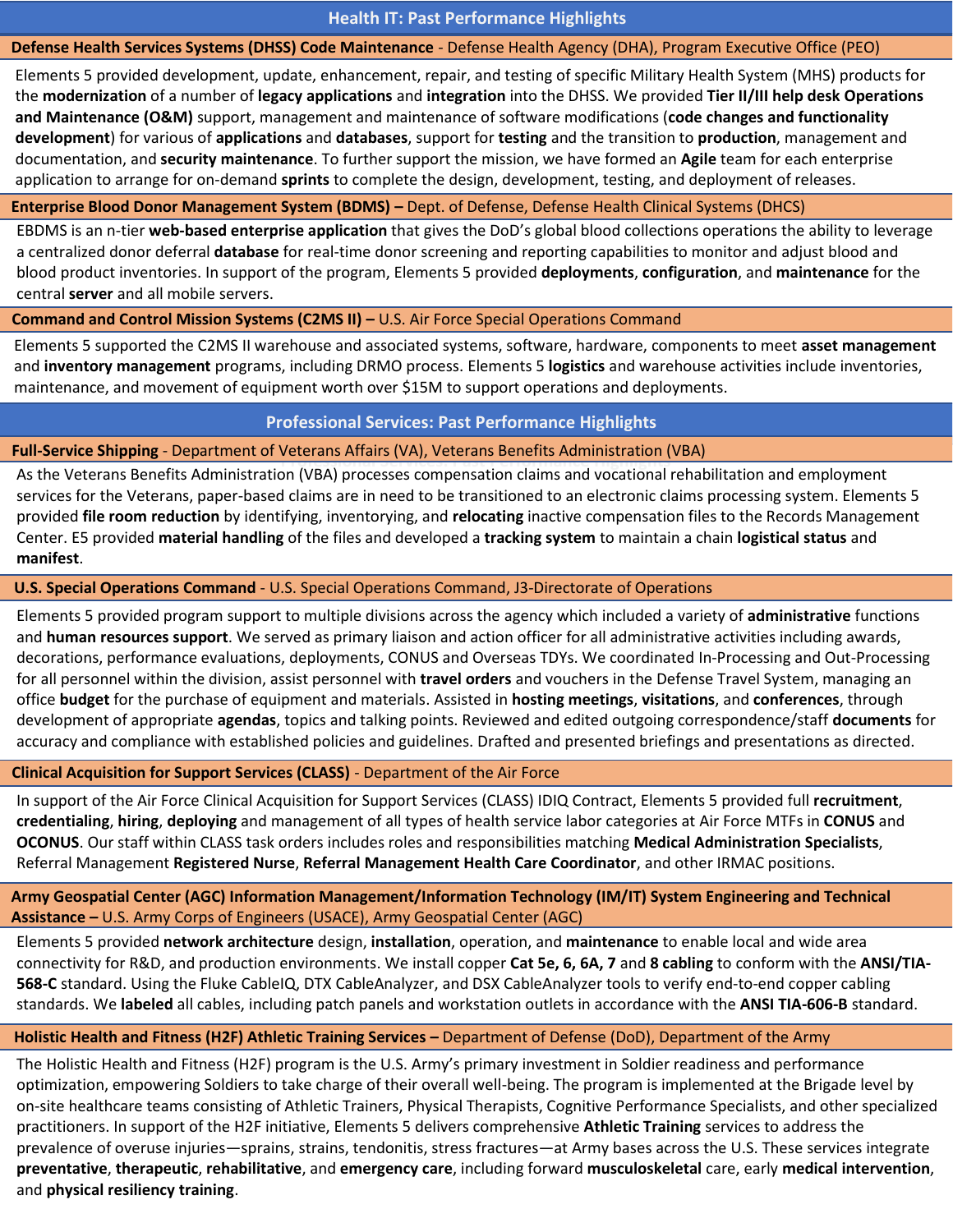## Health IT: Past Performance Highlights

**Defense Health Services Systems (DHSS) Code Maintenance** - Defense Health Agency (DHA), Program Executive Office (PEO)

Elements 5 provided development, update, enhancement, repair, and testing of specific Military Health System (MHS) products for the **modernization** of a number of **legacy applications** and **integration** into the DHSS. We provided **Tier II/III help desk Operations and Maintenance (O&M)** support, management and maintenance of software modifications (**code changes and functionality development**) for various of **applications** and **databases**, support for **testing** and the transition to **production**, management and documentation, and **security maintenance**. To further support the mission, we have formed an **Agile** team for each enterprise application to arrange for on-demand **sprints** to complete the design, development, testing, and deployment of releases.

**Enterprise Blood Donor Management System (BDMS) –** Dept. of Defense, Defense Health Clinical Systems (DHCS)

EBDMS is an n-tier **web-based enterprise application** that gives the DoD's global blood collections operations the ability to leverage a centralized donor deferral **database** for real-time donor screening and reporting capabilities to monitor and adjust blood and blood product inventories. In support of the program, Elements 5 provided **deployments**, **configuration**, and **maintenance** for the central **server** and all mobile servers.

**Command and Control Mission Systems (C2MS II) –** U.S. Air Force Special Operations Command

Elements 5 supported the C2MS II warehouse and associated systems, software, hardware, components to meet **asset management** and **inventory management** programs, including DRMO process. Elements 5 **logistics** and warehouse activities include inventories, maintenance, and movement of equipment worth over $15M to support operations and deployments.

## Professional Services: Past Performance Highlights

**Full-Service Shipping** - Department of Veterans Affairs (VA), Veterans Benefits Administration (VBA)

As the Veterans Benefits Administration (VBA) processes compensation claims and vocational rehabilitation and employment services for the Veterans, paper-based claims are in need to be transitioned to an electronic claims processing system. Elements 5 provided **file room reduction** by identifying, inventorying, and **relocating** inactive compensation files to the Records Management Center. E5 provided **material handling** of the files and developed a **tracking system** to maintain a chain **logistical status** and **manifest**.

**U.S. Special Operations Command** - U.S. Special Operations Command, J3-Directorate of Operations

Elements 5 provided program support to multiple divisions across the agency which included a variety of **administrative** functions and **human resources support**. We served as primary liaison and action officer for all administrative activities including awards, decorations, performance evaluations, deployments, CONUS and Overseas TDYs. We coordinated In-Processing and Out-Processing for all personnel within the division, assist personnel with **travel orders** and vouchers in the Defense Travel System, managing an office **budget** for the purchase of equipment and materials. Assisted in **hosting meetings**, **visitations**, and **conferences**, through development of appropriate **agendas**, topics and talking points. Reviewed and edited outgoing correspondence/staff **documents** for accuracy and compliance with established policies and guidelines. Drafted and presented briefings and presentations as directed.

**Clinical Acquisition for Support Services (CLASS)** - Department of the Air Force

In support of the Air Force Clinical Acquisition for Support Services (CLASS) IDIQ Contract, Elements 5 provided full **recruitment**, **credentialing**, **hiring**, **deploying** and management of all types of health service labor categories at Air Force MTFs in **CONUS** and **OCONUS**. Our staff within CLASS task orders includes roles and responsibilities matching **Medical Administration Specialists**, Referral Management **Registered Nurse**, **Referral Management Health Care Coordinator**, and other IRMAC positions.

**Army Geospatial Center (AGC) Information Management/Information Technology (IM/IT) System Engineering and Technical Assistance –** U.S. Army Corps of Engineers (USACE), Army Geospatial Center (AGC)

Elements 5 provided **network architecture** design, **installation**, operation, and **maintenance** to enable local and wide area connectivity for R&D, and production environments. We install copper **Cat 5e, 6, 6A, 7** and **8 cabling** to conform with the **ANSI/TIA-568-C** standard. Using the Fluke CableIQ, DTX CableAnalyzer, and DSX CableAnalyzer tools to verify end-to-end copper cabling standards. We **labeled** all cables, including patch panels and workstation outlets in accordance with the **ANSI TIA-606-B** standard.

**Holistic Health and Fitness (H2F) Athletic Training Services –** Department of Defense (DoD), Department of the Army

The Holistic Health and Fitness (H2F) program is the U.S. Army's primary investment in Soldier readiness and performance optimization, empowering Soldiers to take charge of their overall well-being. The program is implemented at the Brigade level by on-site healthcare teams consisting of Athletic Trainers, Physical Therapists, Cognitive Performance Specialists, and other specialized practitioners. In support of the H2F initiative, Elements 5 delivers comprehensive **Athletic Training** services to address the prevalence of overuse injuries—sprains, strains, tendonitis, stress fractures—at Army bases across the U.S. These services integrate **preventative**, **therapeutic**, **rehabilitative**, and **emergency care**, including forward **musculoskeletal** care, early **medical intervention**, and **physical resiliency training**.